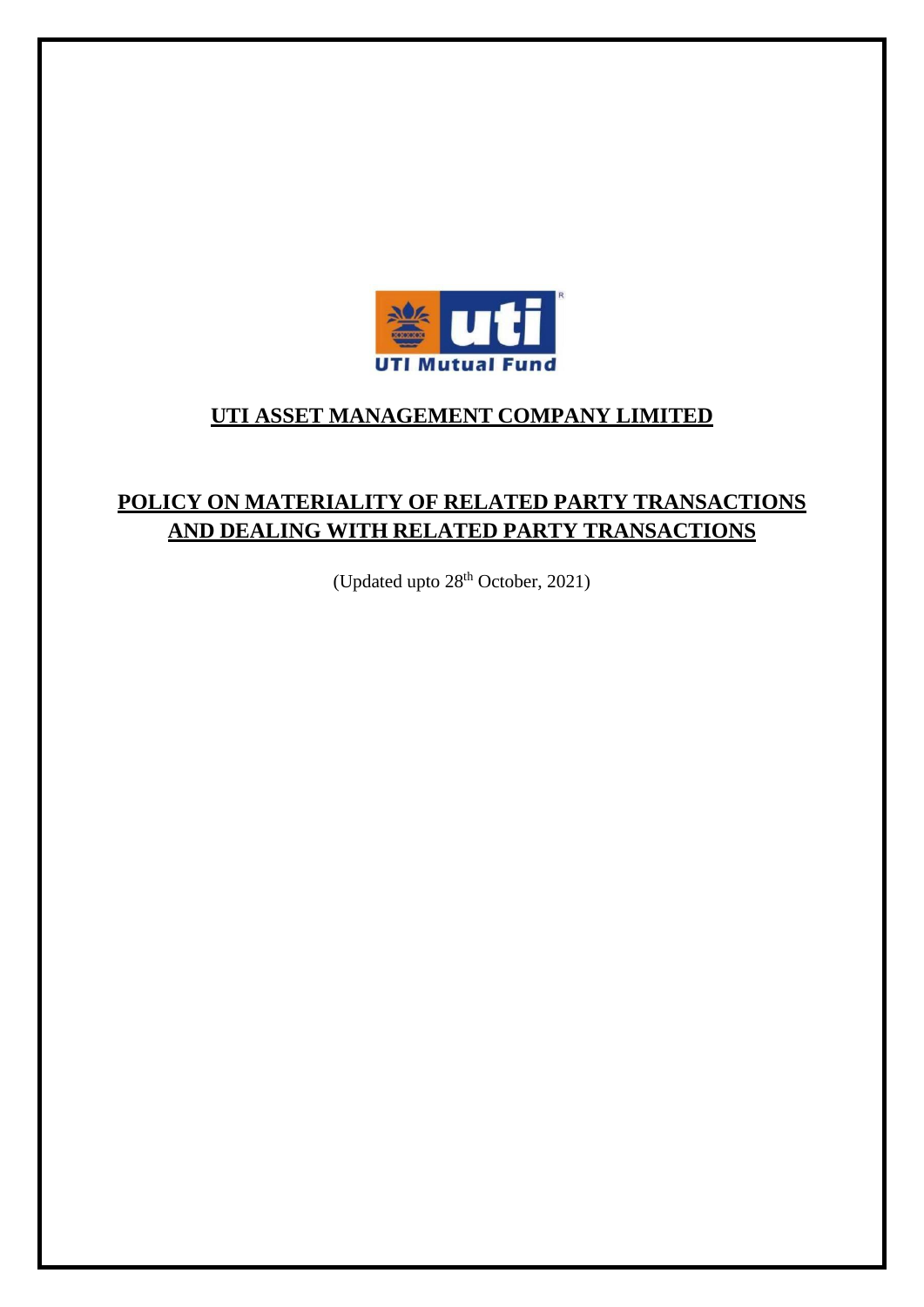# UTI ASSET MANAGEMENT COMPANY LIMITED

## POLICY ON MATERIALITY OF RELATED PARTY TRANSACTIONS AND DEALING WITH RELATED PARTY TRANSACTIONS

(Updated upto 28th October, 2021)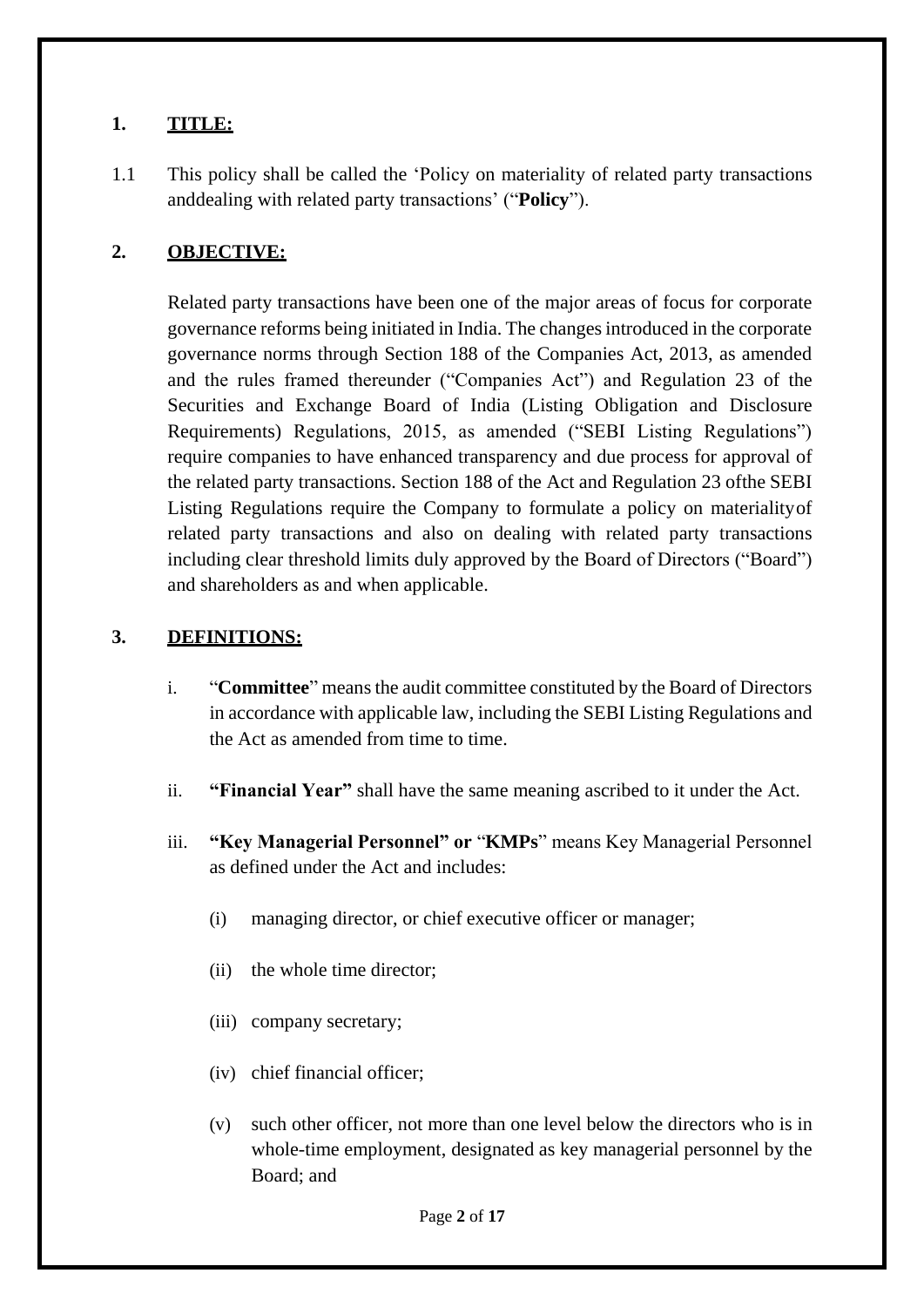## 1. TITLE:

1.1 This policy shall be called the 'Policy on materiality of related party transactions anddealing with related party transactions' ("**Policy**").

## 2. OBJECTIVE:

Related party transactions have been one of the major areas of focus for corporate governance reforms being initiated in India. The changes introduced in the corporate governance norms through Section 188 of the Companies Act, 2013, as amended and the rules framed thereunder ("Companies Act") and Regulation 23 of the Securities and Exchange Board of India (Listing Obligation and Disclosure Requirements) Regulations, 2015, as amended ("SEBI Listing Regulations") require companies to have enhanced transparency and due process for approval of the related party transactions. Section 188 of the Act and Regulation 23 ofthe SEBI Listing Regulations require the Company to formulate a policy on materialityof related party transactions and also on dealing with related party transactions including clear threshold limits duly approved by the Board of Directors ("Board") and shareholders as and when applicable.

## 3. DEFINITIONS:

i. "**Committee**" means the audit committee constituted by the Board of Directors in accordance with applicable law, including the SEBI Listing Regulations and the Act as amended from time to time.

ii. **"Financial Year"** shall have the same meaning ascribed to it under the Act.

iii. **"Key Managerial Personnel" or "KMPs"** means Key Managerial Personnel as defined under the Act and includes:

   (i) managing director, or chief executive officer or manager;

   (ii) the whole time director;

   (iii) company secretary;

   (iv) chief financial officer;

   (v) such other officer, not more than one level below the directors who is in whole-time employment, designated as key managerial personnel by the Board; and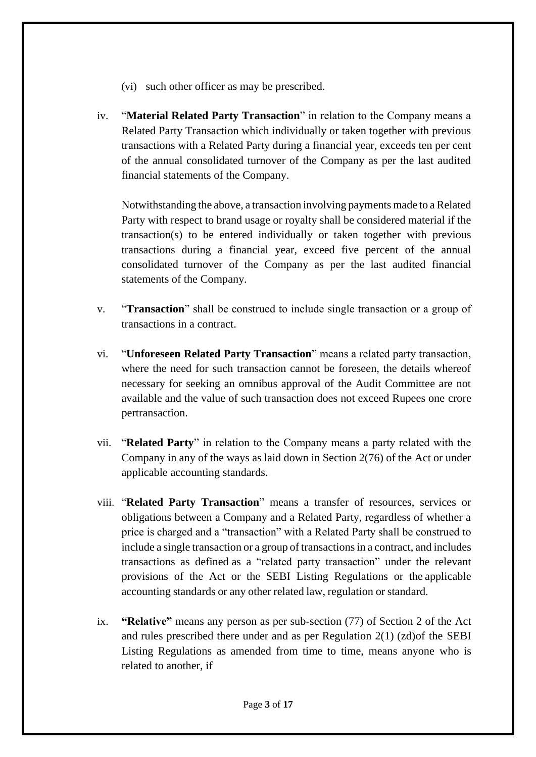(vi) such other officer as may be prescribed.

iv. "**Material Related Party Transaction**" in relation to the Company means a Related Party Transaction which individually or taken together with previous transactions with a Related Party during a financial year, exceeds ten per cent of the annual consolidated turnover of the Company as per the last audited financial statements of the Company.

   Notwithstanding the above, a transaction involving payments made to a Related Party with respect to brand usage or royalty shall be considered material if the transaction(s) to be entered individually or taken together with previous transactions during a financial year, exceed five percent of the annual consolidated turnover of the Company as per the last audited financial statements of the Company.

v. "**Transaction**" shall be construed to include single transaction or a group of transactions in a contract.

vi. "**Unforeseen Related Party Transaction**" means a related party transaction, where the need for such transaction cannot be foreseen, the details whereof necessary for seeking an omnibus approval of the Audit Committee are not available and the value of such transaction does not exceed Rupees one crore pertransaction.

vii. "**Related Party**" in relation to the Company means a party related with the Company in any of the ways as laid down in Section 2(76) of the Act or under applicable accounting standards.

viii. "**Related Party Transaction**" means a transfer of resources, services or obligations between a Company and a Related Party, regardless of whether a price is charged and a "transaction" with a Related Party shall be construed to include a single transaction or a group of transactions in a contract, and includes transactions as defined as a "related party transaction" under the relevant provisions of the Act or the SEBI Listing Regulations or the applicable accounting standards or any other related law, regulation or standard.

ix. **"Relative"** means any person as per sub-section (77) of Section 2 of the Act and rules prescribed there under and as per Regulation 2(1) (zd)of the SEBI Listing Regulations as amended from time to time, means anyone who is related to another, if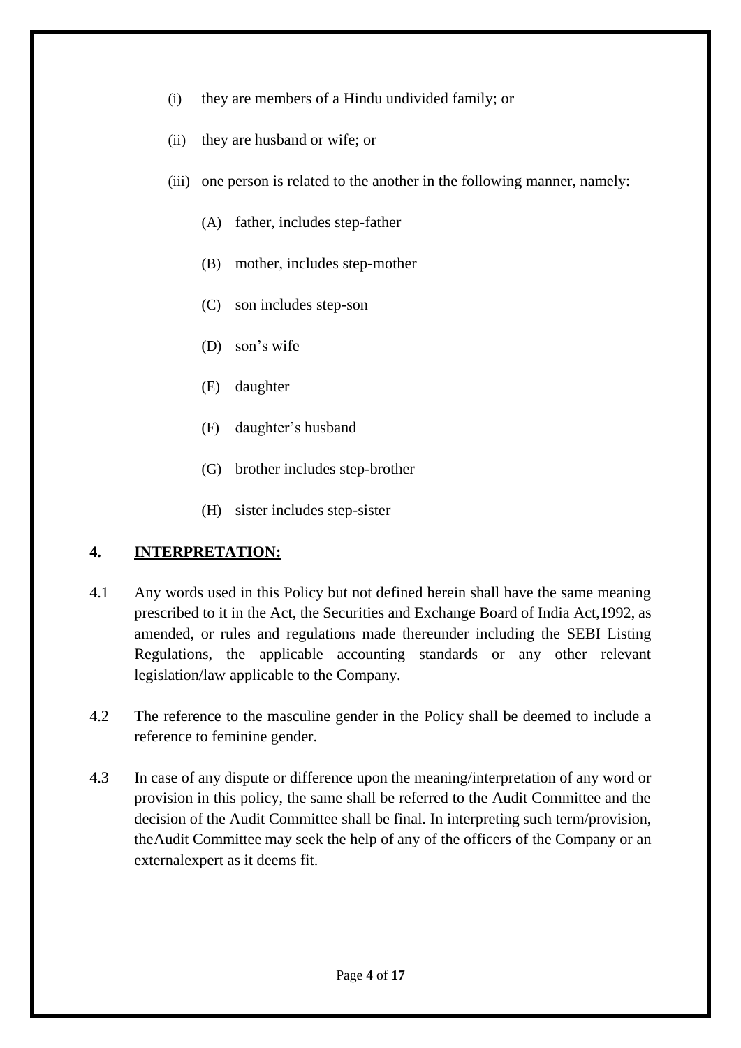(i) they are members of a Hindu undivided family; or

(ii) they are husband or wife; or

(iii) one person is related to the another in the following manner, namely:

  (A) father, includes step-father

  (B) mother, includes step-mother

  (C) son includes step-son

  (D) son's wife

  (E) daughter

  (F) daughter's husband

  (G) brother includes step-brother

  (H) sister includes step-sister

## 4. INTERPRETATION:

4.1 Any words used in this Policy but not defined herein shall have the same meaning prescribed to it in the Act, the Securities and Exchange Board of India Act,1992, as amended, or rules and regulations made thereunder including the SEBI Listing Regulations, the applicable accounting standards or any other relevant legislation/law applicable to the Company.

4.2 The reference to the masculine gender in the Policy shall be deemed to include a reference to feminine gender.

4.3 In case of any dispute or difference upon the meaning/interpretation of any word or provision in this policy, the same shall be referred to the Audit Committee and the decision of the Audit Committee shall be final. In interpreting such term/provision, theAudit Committee may seek the help of any of the officers of the Company or an externalexpert as it deems fit.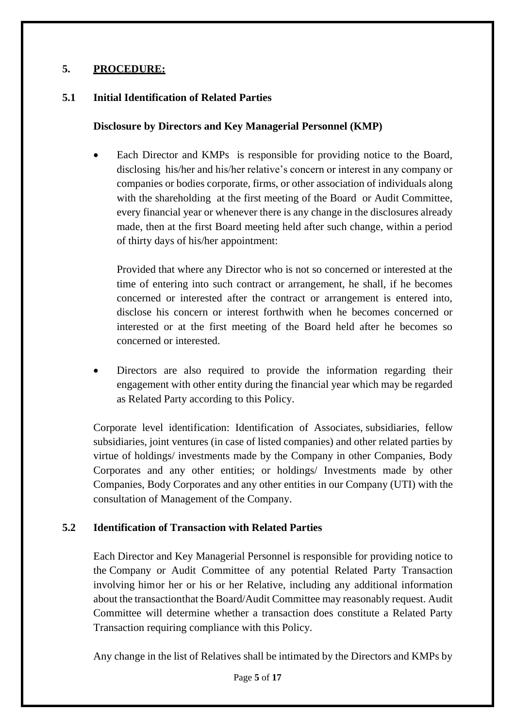## 5. PROCEDURE:

### 5.1 Initial Identification of Related Parties

**Disclosure by Directors and Key Managerial Personnel (KMP)**

- Each Director and KMPs is responsible for providing notice to the Board, disclosing his/her and his/her relative's concern or interest in any company or companies or bodies corporate, firms, or other association of individuals along with the shareholding at the first meeting of the Board or Audit Committee, every financial year or whenever there is any change in the disclosures already made, then at the first Board meeting held after such change, within a period of thirty days of his/her appointment:

  Provided that where any Director who is not so concerned or interested at the time of entering into such contract or arrangement, he shall, if he becomes concerned or interested after the contract or arrangement is entered into, disclose his concern or interest forthwith when he becomes concerned or interested or at the first meeting of the Board held after he becomes so concerned or interested.

- Directors are also required to provide the information regarding their engagement with other entity during the financial year which may be regarded as Related Party according to this Policy.

Corporate level identification: Identification of Associates, subsidiaries, fellow subsidiaries, joint ventures (in case of listed companies) and other related parties by virtue of holdings/ investments made by the Company in other Companies, Body Corporates and any other entities; or holdings/ Investments made by other Companies, Body Corporates and any other entities in our Company (UTI) with the consultation of Management of the Company.

### 5.2 Identification of Transaction with Related Parties

Each Director and Key Managerial Personnel is responsible for providing notice to the Company or Audit Committee of any potential Related Party Transaction involving himor her or his or her Relative, including any additional information about the transactionthat the Board/Audit Committee may reasonably request. Audit Committee will determine whether a transaction does constitute a Related Party Transaction requiring compliance with this Policy.

Any change in the list of Relatives shall be intimated by the Directors and KMPs by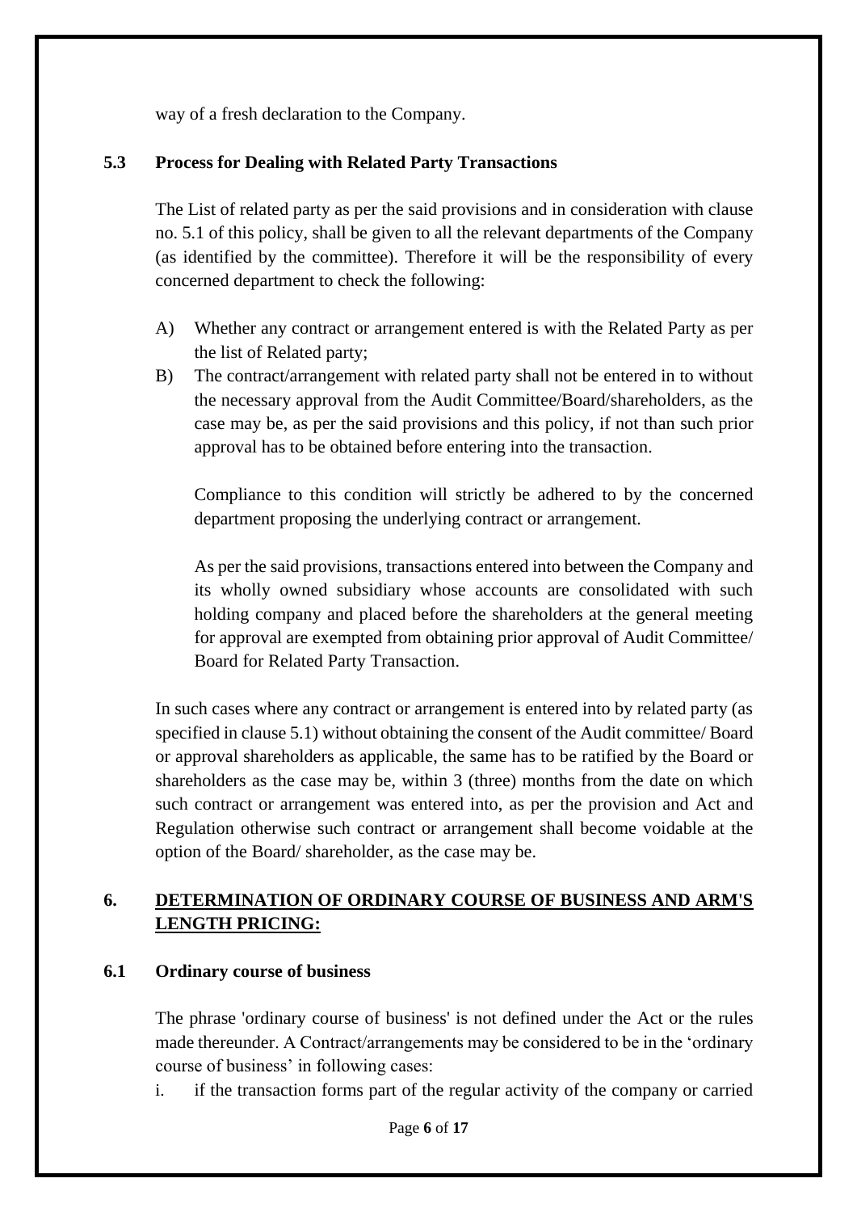way of a fresh declaration to the Company.

### 5.3 Process for Dealing with Related Party Transactions

The List of related party as per the said provisions and in consideration with clause no. 5.1 of this policy, shall be given to all the relevant departments of the Company (as identified by the committee). Therefore it will be the responsibility of every concerned department to check the following:

A) Whether any contract or arrangement entered is with the Related Party as per the list of Related party;

B) The contract/arrangement with related party shall not be entered in to without the necessary approval from the Audit Committee/Board/shareholders, as the case may be, as per the said provisions and this policy, if not than such prior approval has to be obtained before entering into the transaction.

   Compliance to this condition will strictly be adhered to by the concerned department proposing the underlying contract or arrangement.

   As per the said provisions, transactions entered into between the Company and its wholly owned subsidiary whose accounts are consolidated with such holding company and placed before the shareholders at the general meeting for approval are exempted from obtaining prior approval of Audit Committee/ Board for Related Party Transaction.

In such cases where any contract or arrangement is entered into by related party (as specified in clause 5.1) without obtaining the consent of the Audit committee/ Board or approval shareholders as applicable, the same has to be ratified by the Board or shareholders as the case may be, within 3 (three) months from the date on which such contract or arrangement was entered into, as per the provision and Act and Regulation otherwise such contract or arrangement shall become voidable at the option of the Board/ shareholder, as the case may be.

## 6. <u>DETERMINATION OF ORDINARY COURSE OF BUSINESS AND ARM'S LENGTH PRICING:</u>

### 6.1 Ordinary course of business

The phrase 'ordinary course of business' is not defined under the Act or the rules made thereunder. A Contract/arrangements may be considered to be in the 'ordinary course of business' in following cases:

i. if the transaction forms part of the regular activity of the company or carried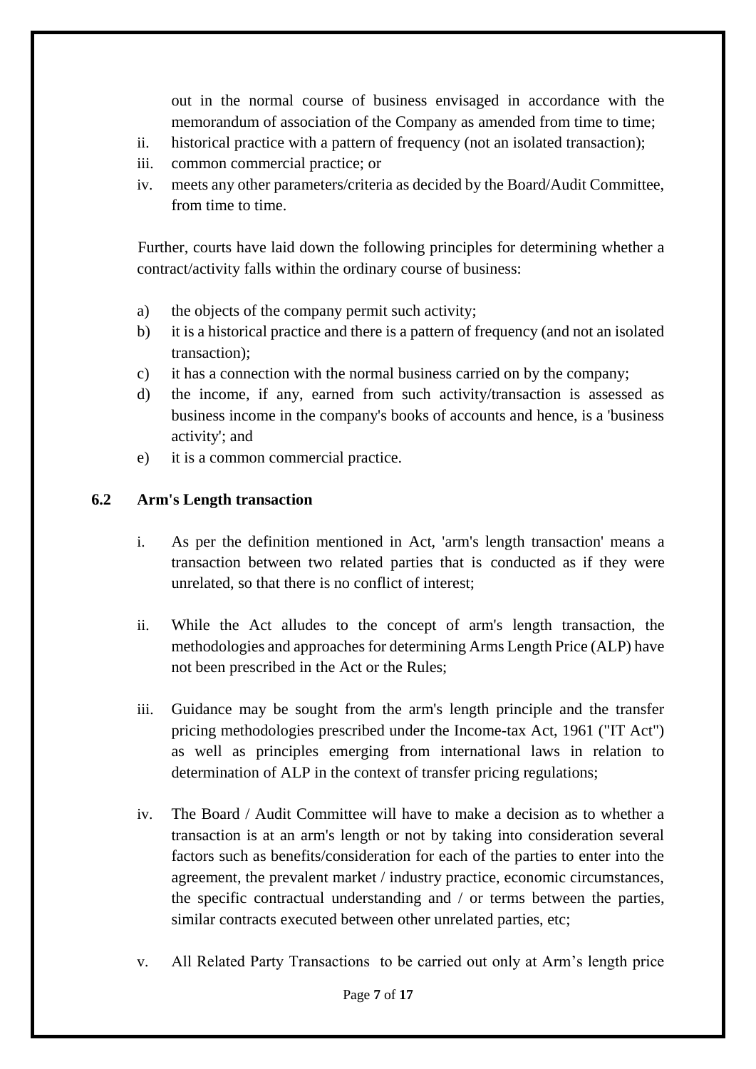out in the normal course of business envisaged in accordance with the memorandum of association of the Company as amended from time to time;

ii. historical practice with a pattern of frequency (not an isolated transaction);

iii. common commercial practice; or

iv. meets any other parameters/criteria as decided by the Board/Audit Committee, from time to time.

Further, courts have laid down the following principles for determining whether a contract/activity falls within the ordinary course of business:

a) the objects of the company permit such activity;

b) it is a historical practice and there is a pattern of frequency (and not an isolated transaction);

c) it has a connection with the normal business carried on by the company;

d) the income, if any, earned from such activity/transaction is assessed as business income in the company's books of accounts and hence, is a 'business activity'; and

e) it is a common commercial practice.

### 6.2 Arm's Length transaction

i. As per the definition mentioned in Act, 'arm's length transaction' means a transaction between two related parties that is conducted as if they were unrelated, so that there is no conflict of interest;

ii. While the Act alludes to the concept of arm's length transaction, the methodologies and approaches for determining Arms Length Price (ALP) have not been prescribed in the Act or the Rules;

iii. Guidance may be sought from the arm's length principle and the transfer pricing methodologies prescribed under the Income-tax Act, 1961 ("IT Act") as well as principles emerging from international laws in relation to determination of ALP in the context of transfer pricing regulations;

iv. The Board / Audit Committee will have to make a decision as to whether a transaction is at an arm's length or not by taking into consideration several factors such as benefits/consideration for each of the parties to enter into the agreement, the prevalent market / industry practice, economic circumstances, the specific contractual understanding and / or terms between the parties, similar contracts executed between other unrelated parties, etc;

v. All Related Party Transactions to be carried out only at Arm's length price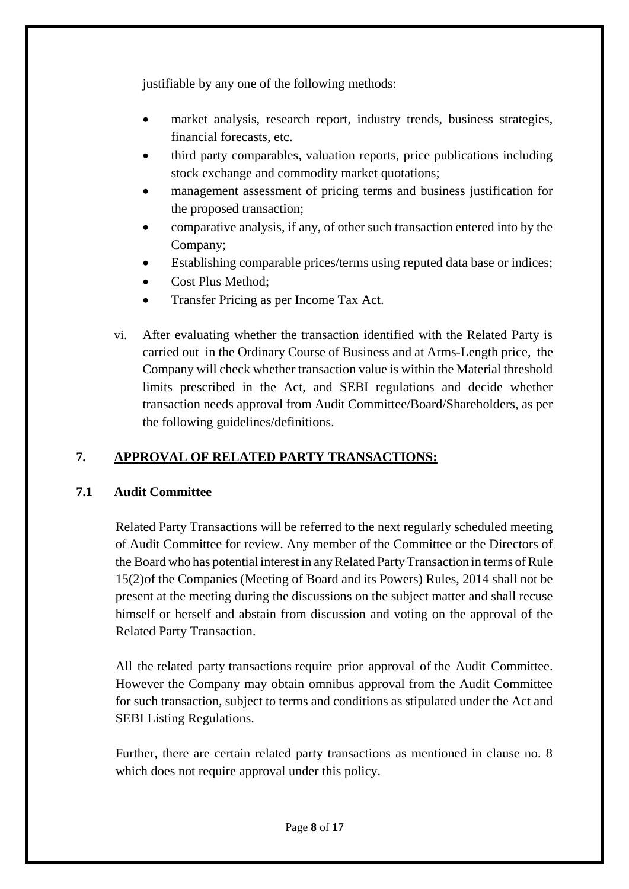justifiable by any one of the following methods:

- market analysis, research report, industry trends, business strategies, financial forecasts, etc.
- third party comparables, valuation reports, price publications including stock exchange and commodity market quotations;
- management assessment of pricing terms and business justification for the proposed transaction;
- comparative analysis, if any, of other such transaction entered into by the Company;
- Establishing comparable prices/terms using reputed data base or indices;
- Cost Plus Method;
- Transfer Pricing as per Income Tax Act.

vi. After evaluating whether the transaction identified with the Related Party is carried out in the Ordinary Course of Business and at Arms-Length price, the Company will check whether transaction value is within the Material threshold limits prescribed in the Act, and SEBI regulations and decide whether transaction needs approval from Audit Committee/Board/Shareholders, as per the following guidelines/definitions.

## 7. <u>APPROVAL OF RELATED PARTY TRANSACTIONS:</u>

### 7.1 Audit Committee

Related Party Transactions will be referred to the next regularly scheduled meeting of Audit Committee for review. Any member of the Committee or the Directors of the Board who has potential interest in any Related Party Transaction in terms of Rule 15(2)of the Companies (Meeting of Board and its Powers) Rules, 2014 shall not be present at the meeting during the discussions on the subject matter and shall recuse himself or herself and abstain from discussion and voting on the approval of the Related Party Transaction.

All the related party transactions require prior approval of the Audit Committee. However the Company may obtain omnibus approval from the Audit Committee for such transaction, subject to terms and conditions as stipulated under the Act and SEBI Listing Regulations.

Further, there are certain related party transactions as mentioned in clause no. 8 which does not require approval under this policy.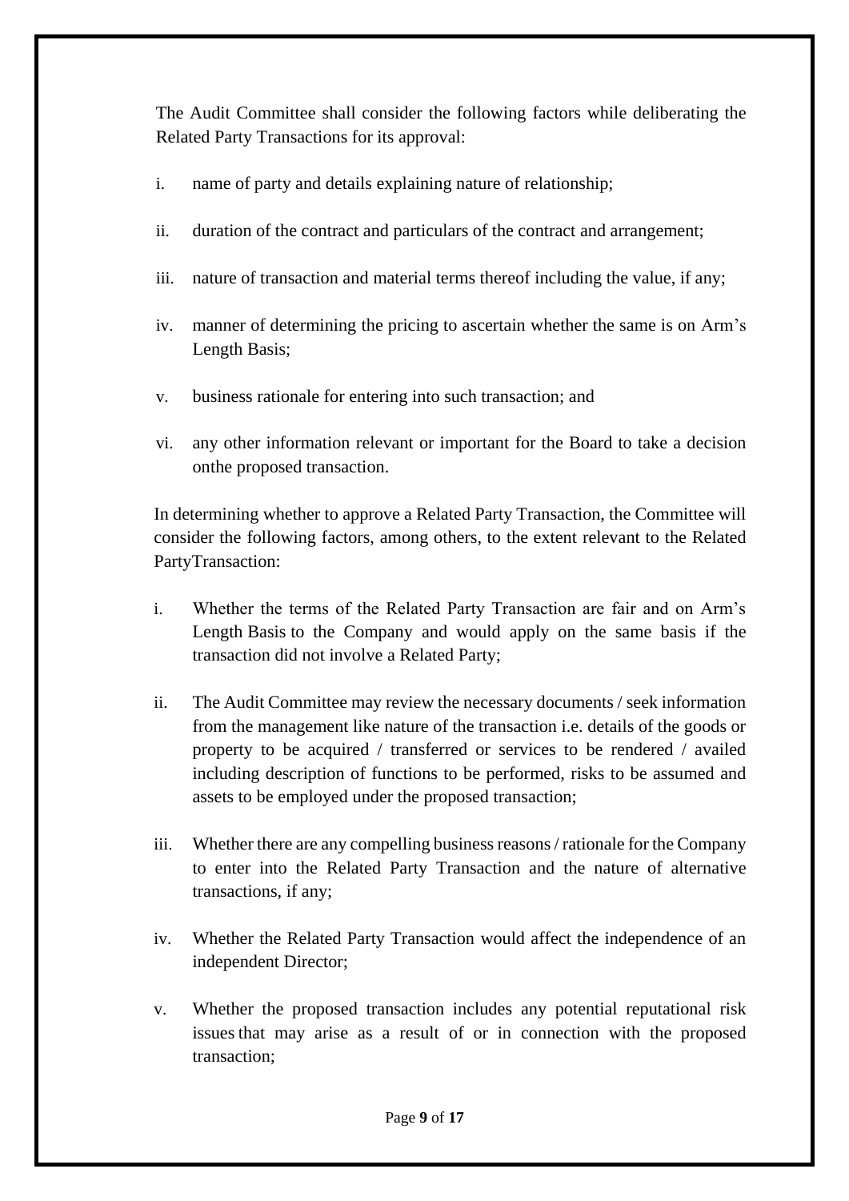The Audit Committee shall consider the following factors while deliberating the Related Party Transactions for its approval:

i. name of party and details explaining nature of relationship;

ii. duration of the contract and particulars of the contract and arrangement;

iii. nature of transaction and material terms thereof including the value, if any;

iv. manner of determining the pricing to ascertain whether the same is on Arm's Length Basis;

v. business rationale for entering into such transaction; and

vi. any other information relevant or important for the Board to take a decision onthe proposed transaction.

In determining whether to approve a Related Party Transaction, the Committee will consider the following factors, among others, to the extent relevant to the Related PartyTransaction:

i. Whether the terms of the Related Party Transaction are fair and on Arm's Length Basis to the Company and would apply on the same basis if the transaction did not involve a Related Party;

ii. The Audit Committee may review the necessary documents / seek information from the management like nature of the transaction i.e. details of the goods or property to be acquired / transferred or services to be rendered / availed including description of functions to be performed, risks to be assumed and assets to be employed under the proposed transaction;

iii. Whether there are any compelling business reasons / rationale for the Company to enter into the Related Party Transaction and the nature of alternative transactions, if any;

iv. Whether the Related Party Transaction would affect the independence of an independent Director;

v. Whether the proposed transaction includes any potential reputational risk issues that may arise as a result of or in connection with the proposed transaction;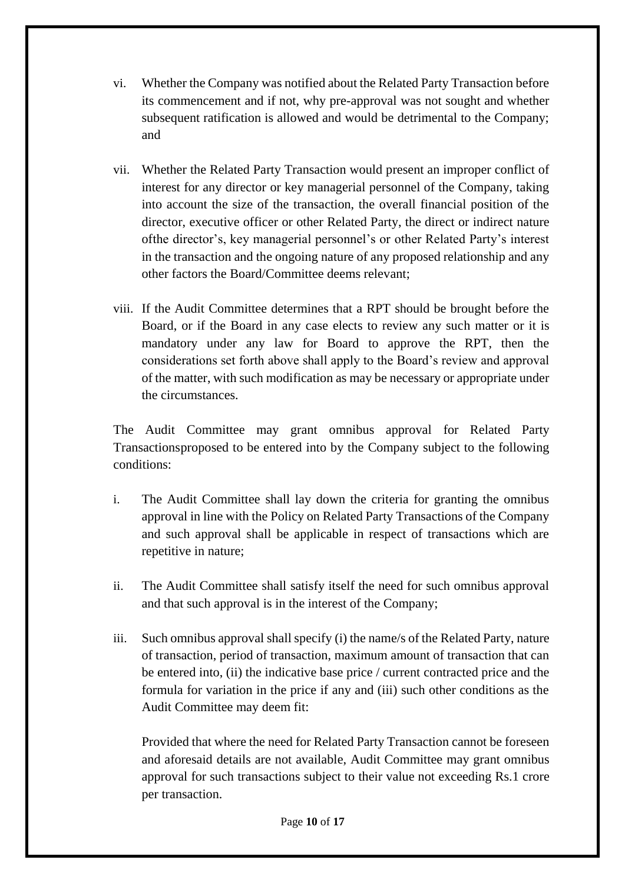vi. Whether the Company was notified about the Related Party Transaction before its commencement and if not, why pre-approval was not sought and whether subsequent ratification is allowed and would be detrimental to the Company; and

vii. Whether the Related Party Transaction would present an improper conflict of interest for any director or key managerial personnel of the Company, taking into account the size of the transaction, the overall financial position of the director, executive officer or other Related Party, the direct or indirect nature ofthe director's, key managerial personnel's or other Related Party's interest in the transaction and the ongoing nature of any proposed relationship and any other factors the Board/Committee deems relevant;

viii. If the Audit Committee determines that a RPT should be brought before the Board, or if the Board in any case elects to review any such matter or it is mandatory under any law for Board to approve the RPT, then the considerations set forth above shall apply to the Board's review and approval of the matter, with such modification as may be necessary or appropriate under the circumstances.

The Audit Committee may grant omnibus approval for Related Party Transactionsproposed to be entered into by the Company subject to the following conditions:

i. The Audit Committee shall lay down the criteria for granting the omnibus approval in line with the Policy on Related Party Transactions of the Company and such approval shall be applicable in respect of transactions which are repetitive in nature;

ii. The Audit Committee shall satisfy itself the need for such omnibus approval and that such approval is in the interest of the Company;

iii. Such omnibus approval shall specify (i) the name/s of the Related Party, nature of transaction, period of transaction, maximum amount of transaction that can be entered into, (ii) the indicative base price / current contracted price and the formula for variation in the price if any and (iii) such other conditions as the Audit Committee may deem fit:

   Provided that where the need for Related Party Transaction cannot be foreseen and aforesaid details are not available, Audit Committee may grant omnibus approval for such transactions subject to their value not exceeding Rs.1 crore per transaction.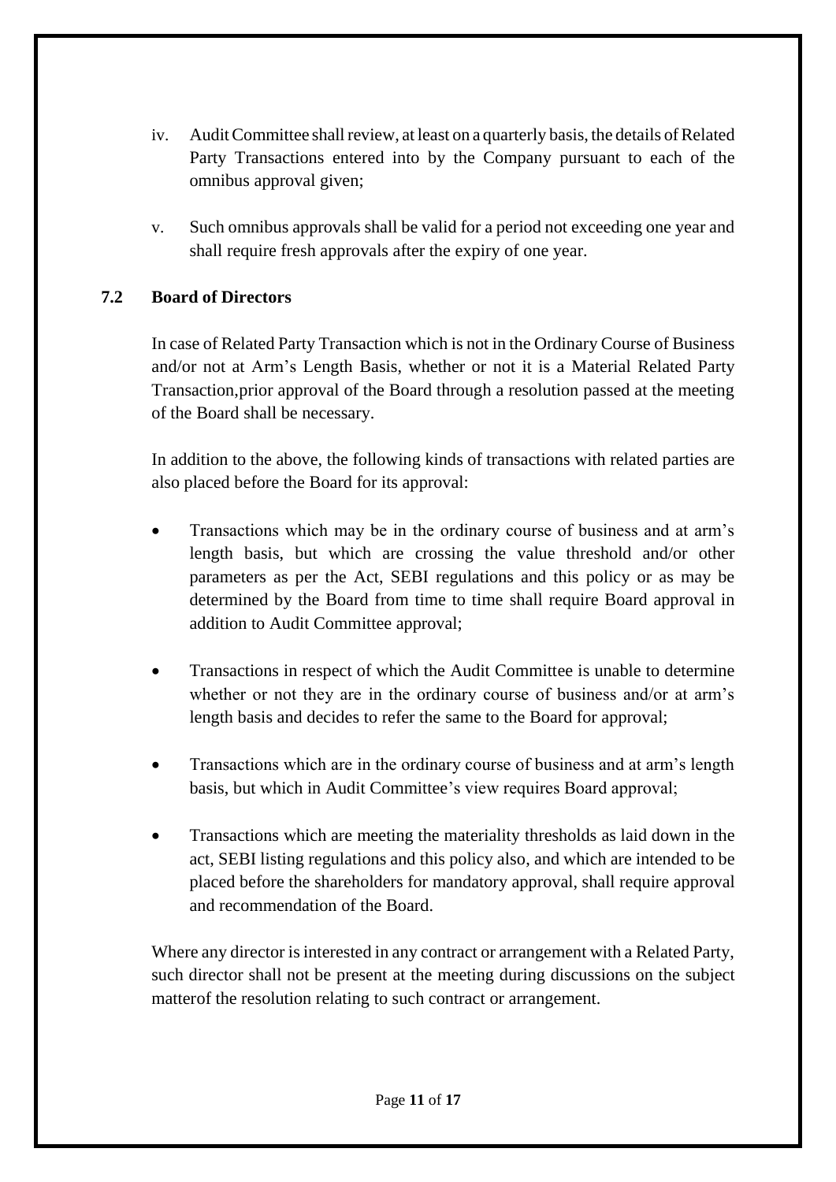iv. Audit Committee shall review, at least on a quarterly basis, the details of Related Party Transactions entered into by the Company pursuant to each of the omnibus approval given;

v. Such omnibus approvals shall be valid for a period not exceeding one year and shall require fresh approvals after the expiry of one year.

### 7.2 Board of Directors

In case of Related Party Transaction which is not in the Ordinary Course of Business and/or not at Arm's Length Basis, whether or not it is a Material Related Party Transaction,prior approval of the Board through a resolution passed at the meeting of the Board shall be necessary.

In addition to the above, the following kinds of transactions with related parties are also placed before the Board for its approval:

- Transactions which may be in the ordinary course of business and at arm's length basis, but which are crossing the value threshold and/or other parameters as per the Act, SEBI regulations and this policy or as may be determined by the Board from time to time shall require Board approval in addition to Audit Committee approval;

- Transactions in respect of which the Audit Committee is unable to determine whether or not they are in the ordinary course of business and/or at arm's length basis and decides to refer the same to the Board for approval;

- Transactions which are in the ordinary course of business and at arm's length basis, but which in Audit Committee's view requires Board approval;

- Transactions which are meeting the materiality thresholds as laid down in the act, SEBI listing regulations and this policy also, and which are intended to be placed before the shareholders for mandatory approval, shall require approval and recommendation of the Board.

Where any director is interested in any contract or arrangement with a Related Party, such director shall not be present at the meeting during discussions on the subject matterof the resolution relating to such contract or arrangement.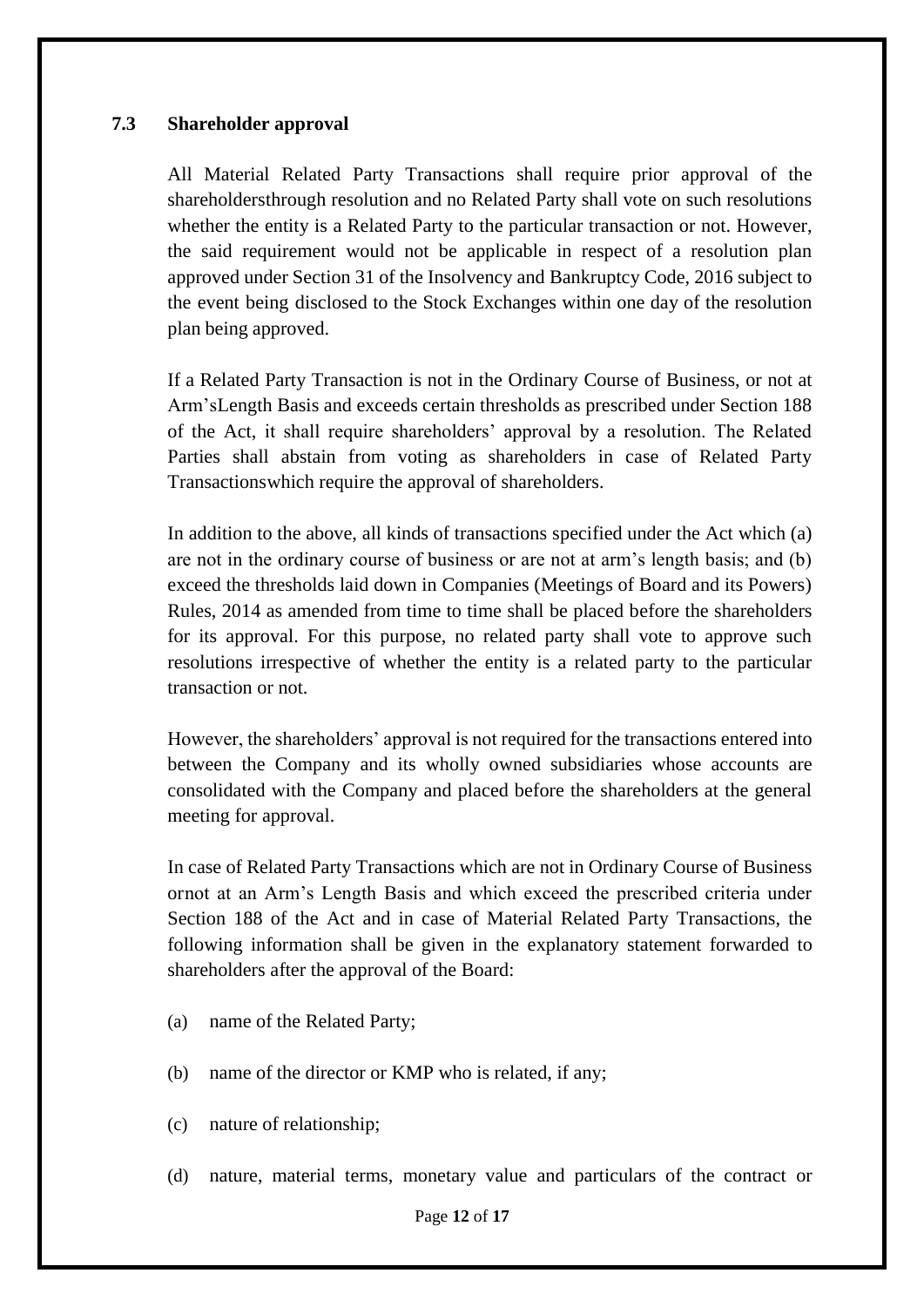### 7.3 Shareholder approval

All Material Related Party Transactions shall require prior approval of the shareholdersthrough resolution and no Related Party shall vote on such resolutions whether the entity is a Related Party to the particular transaction or not. However, the said requirement would not be applicable in respect of a resolution plan approved under Section 31 of the Insolvency and Bankruptcy Code, 2016 subject to the event being disclosed to the Stock Exchanges within one day of the resolution plan being approved.

If a Related Party Transaction is not in the Ordinary Course of Business, or not at Arm'sLength Basis and exceeds certain thresholds as prescribed under Section 188 of the Act, it shall require shareholders' approval by a resolution. The Related Parties shall abstain from voting as shareholders in case of Related Party Transactionswhich require the approval of shareholders.

In addition to the above, all kinds of transactions specified under the Act which (a) are not in the ordinary course of business or are not at arm's length basis; and (b) exceed the thresholds laid down in Companies (Meetings of Board and its Powers) Rules, 2014 as amended from time to time shall be placed before the shareholders for its approval. For this purpose, no related party shall vote to approve such resolutions irrespective of whether the entity is a related party to the particular transaction or not.

However, the shareholders' approval is not required for the transactions entered into between the Company and its wholly owned subsidiaries whose accounts are consolidated with the Company and placed before the shareholders at the general meeting for approval.

In case of Related Party Transactions which are not in Ordinary Course of Business ornot at an Arm's Length Basis and which exceed the prescribed criteria under Section 188 of the Act and in case of Material Related Party Transactions, the following information shall be given in the explanatory statement forwarded to shareholders after the approval of the Board:

(a) name of the Related Party;

(b) name of the director or KMP who is related, if any;

(c) nature of relationship;

(d) nature, material terms, monetary value and particulars of the contract or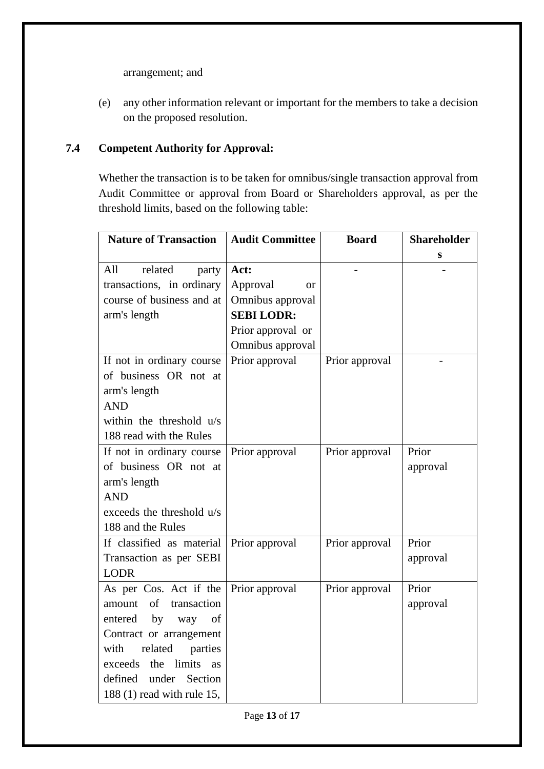arrangement; and

(e) any other information relevant or important for the members to take a decision on the proposed resolution.

### 7.4 Competent Authority for Approval:

Whether the transaction is to be taken for omnibus/single transaction approval from Audit Committee or approval from Board or Shareholders approval, as per the threshold limits, based on the following table:

| Nature of Transaction | Audit Committee | Board | Shareholders |
|---|---|---|---|
| All related party transactions, in ordinary course of business and at arm's length | **Act:** Approval or Omnibus approval **SEBI LODR:** Prior approval or Omnibus approval | - | - |
| If not in ordinary course of business OR not at arm's length AND within the threshold u/s 188 read with the Rules | Prior approval | Prior approval | - |
| If not in ordinary course of business OR not at arm's length AND exceeds the threshold u/s 188 and the Rules | Prior approval | Prior approval | Prior approval |
| If classified as material Transaction as per SEBI LODR | Prior approval | Prior approval | Prior approval |
| As per Cos. Act if the amount of transaction entered by way of Contract or arrangement with related parties exceeds the limits as defined under Section 188 (1) read with rule 15, | Prior approval | Prior approval | Prior approval |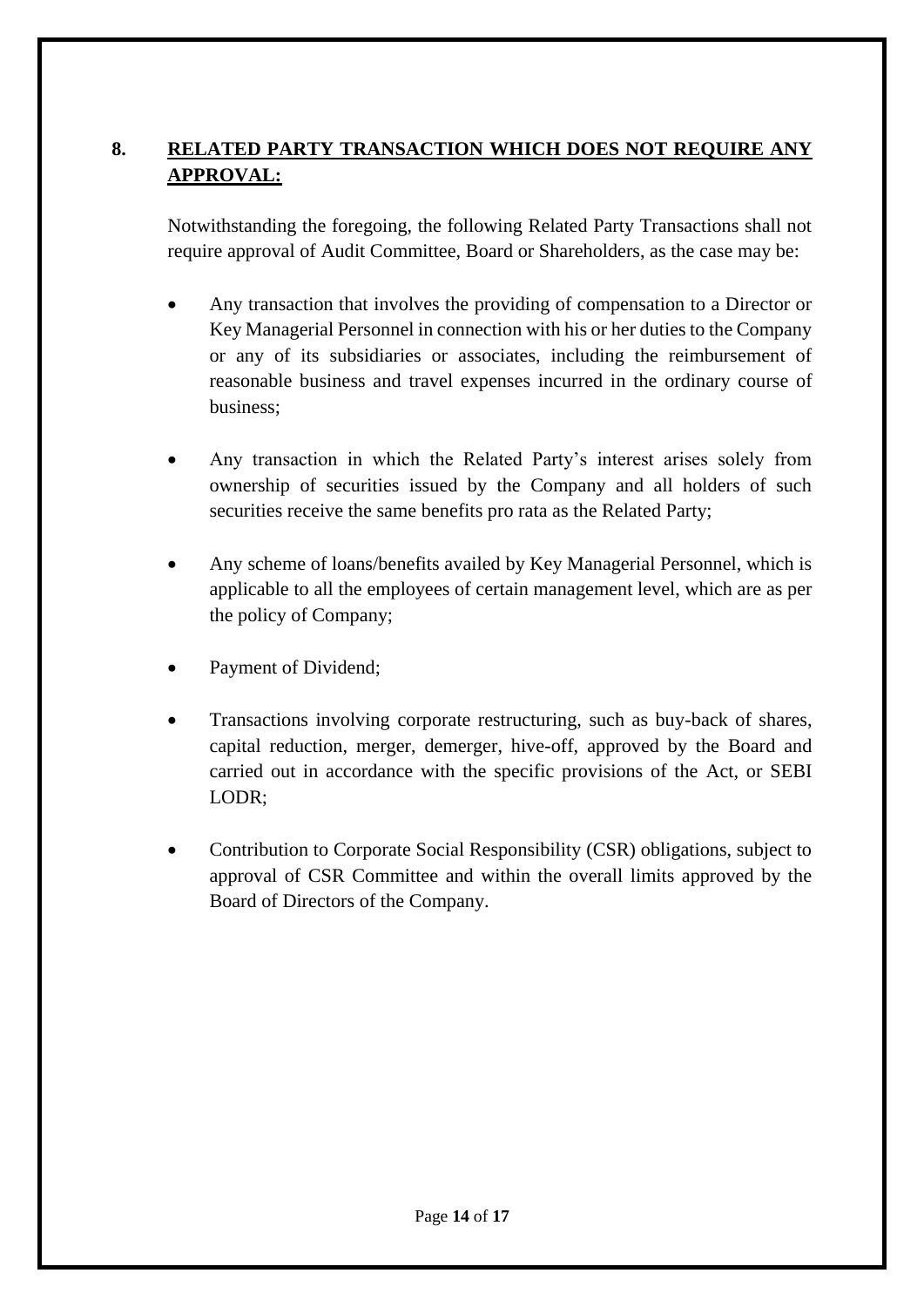## 8. **RELATED PARTY TRANSACTION WHICH DOES NOT REQUIRE ANY APPROVAL:**

Notwithstanding the foregoing, the following Related Party Transactions shall not require approval of Audit Committee, Board or Shareholders, as the case may be:

- Any transaction that involves the providing of compensation to a Director or Key Managerial Personnel in connection with his or her duties to the Company or any of its subsidiaries or associates, including the reimbursement of reasonable business and travel expenses incurred in the ordinary course of business;

- Any transaction in which the Related Party's interest arises solely from ownership of securities issued by the Company and all holders of such securities receive the same benefits pro rata as the Related Party;

- Any scheme of loans/benefits availed by Key Managerial Personnel, which is applicable to all the employees of certain management level, which are as per the policy of Company;

- Payment of Dividend;

- Transactions involving corporate restructuring, such as buy-back of shares, capital reduction, merger, demerger, hive-off, approved by the Board and carried out in accordance with the specific provisions of the Act, or SEBI LODR;

- Contribution to Corporate Social Responsibility (CSR) obligations, subject to approval of CSR Committee and within the overall limits approved by the Board of Directors of the Company.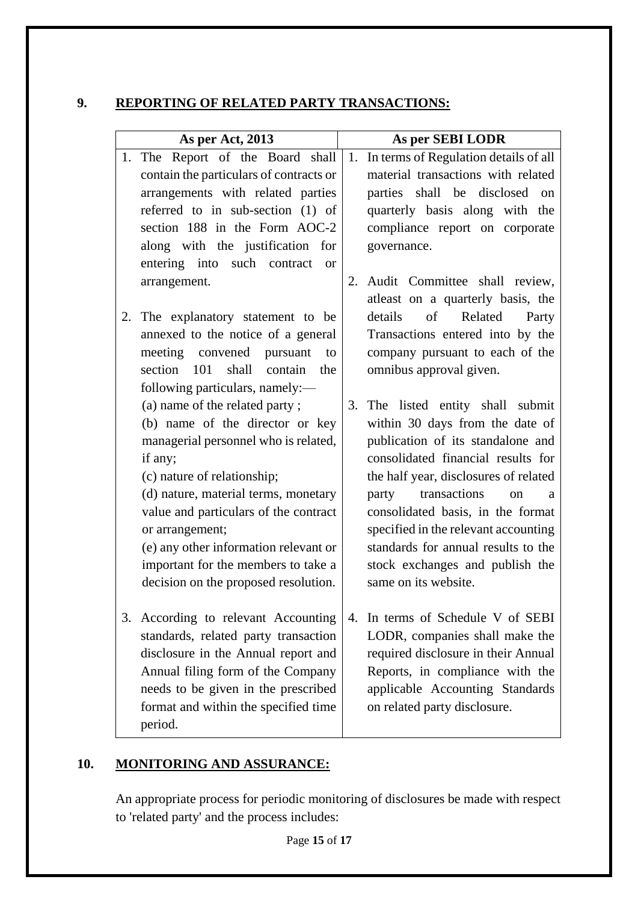## 9. REPORTING OF RELATED PARTY TRANSACTIONS:

| As per Act, 2013 | As per SEBI LODR |
|---|---|
| 1. The Report of the Board shall contain the particulars of contracts or arrangements with related parties referred to in sub-section (1) of section 188 in the Form AOC-2 along with the justification for entering into such contract or arrangement. | 1. In terms of Regulation details of all material transactions with related parties shall be disclosed on quarterly basis along with the compliance report on corporate governance. |
| 2. The explanatory statement to be annexed to the notice of a general meeting convened pursuant to section 101 shall contain the following particulars, namely:— (a) name of the related party ; (b) name of the director or key managerial personnel who is related, if any; (c) nature of relationship; (d) nature, material terms, monetary value and particulars of the contract or arrangement; (e) any other information relevant or important for the members to take a decision on the proposed resolution. | 2. Audit Committee shall review, atleast on a quarterly basis, the details of Related Party Transactions entered into by the company pursuant to each of the omnibus approval given. <br><br> 3. The listed entity shall submit within 30 days from the date of publication of its standalone and consolidated financial results for the half year, disclosures of related party transactions on a consolidated basis, in the format specified in the relevant accounting standards for annual results to the stock exchanges and publish the same on its website. |
| 3. According to relevant Accounting standards, related party transaction disclosure in the Annual report and Annual filing form of the Company needs to be given in the prescribed format and within the specified time period. | 4. In terms of Schedule V of SEBI LODR, companies shall make the required disclosure in their Annual Reports, in compliance with the applicable Accounting Standards on related party disclosure. |

## 10. MONITORING AND ASSURANCE:

An appropriate process for periodic monitoring of disclosures be made with respect to 'related party' and the process includes: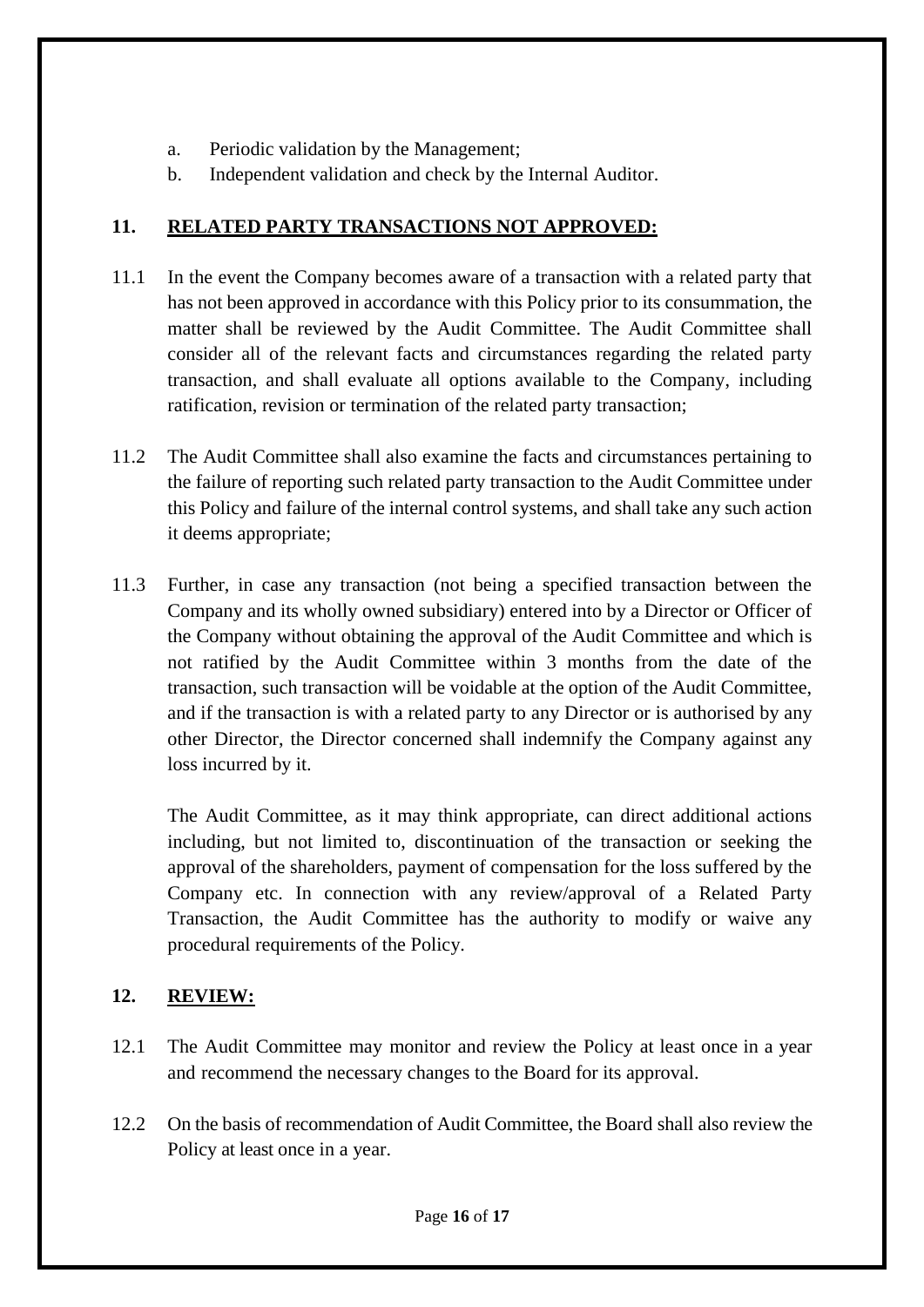a. Periodic validation by the Management;
b. Independent validation and check by the Internal Auditor.

## 11. RELATED PARTY TRANSACTIONS NOT APPROVED:

11.1 In the event the Company becomes aware of a transaction with a related party that has not been approved in accordance with this Policy prior to its consummation, the matter shall be reviewed by the Audit Committee. The Audit Committee shall consider all of the relevant facts and circumstances regarding the related party transaction, and shall evaluate all options available to the Company, including ratification, revision or termination of the related party transaction;

11.2 The Audit Committee shall also examine the facts and circumstances pertaining to the failure of reporting such related party transaction to the Audit Committee under this Policy and failure of the internal control systems, and shall take any such action it deems appropriate;

11.3 Further, in case any transaction (not being a specified transaction between the Company and its wholly owned subsidiary) entered into by a Director or Officer of the Company without obtaining the approval of the Audit Committee and which is not ratified by the Audit Committee within 3 months from the date of the transaction, such transaction will be voidable at the option of the Audit Committee, and if the transaction is with a related party to any Director or is authorised by any other Director, the Director concerned shall indemnify the Company against any loss incurred by it.

The Audit Committee, as it may think appropriate, can direct additional actions including, but not limited to, discontinuation of the transaction or seeking the approval of the shareholders, payment of compensation for the loss suffered by the Company etc. In connection with any review/approval of a Related Party Transaction, the Audit Committee has the authority to modify or waive any procedural requirements of the Policy.

## 12. REVIEW:

12.1 The Audit Committee may monitor and review the Policy at least once in a year and recommend the necessary changes to the Board for its approval.

12.2 On the basis of recommendation of Audit Committee, the Board shall also review the Policy at least once in a year.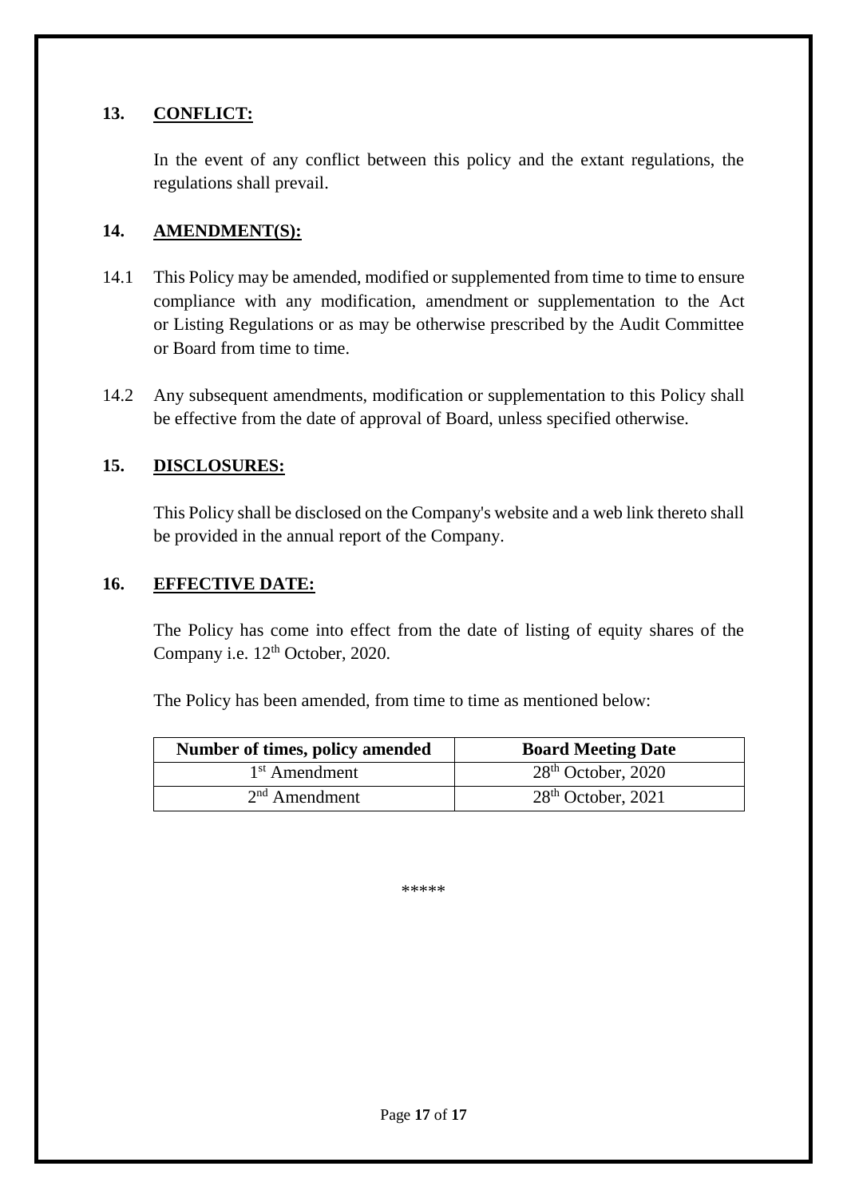## 13. CONFLICT:

In the event of any conflict between this policy and the extant regulations, the regulations shall prevail.

## 14. AMENDMENT(S):

14.1 This Policy may be amended, modified or supplemented from time to time to ensure compliance with any modification, amendment or supplementation to the Act or Listing Regulations or as may be otherwise prescribed by the Audit Committee or Board from time to time.

14.2 Any subsequent amendments, modification or supplementation to this Policy shall be effective from the date of approval of Board, unless specified otherwise.

## 15. DISCLOSURES:

This Policy shall be disclosed on the Company's website and a web link thereto shall be provided in the annual report of the Company.

## 16. EFFECTIVE DATE:

The Policy has come into effect from the date of listing of equity shares of the Company i.e. 12th October, 2020.

The Policy has been amended, from time to time as mentioned below:

| Number of times, policy amended | Board Meeting Date |
|---|---|
| 1st Amendment | 28th October, 2020 |
| 2nd Amendment | 28th October, 2021 |

*****